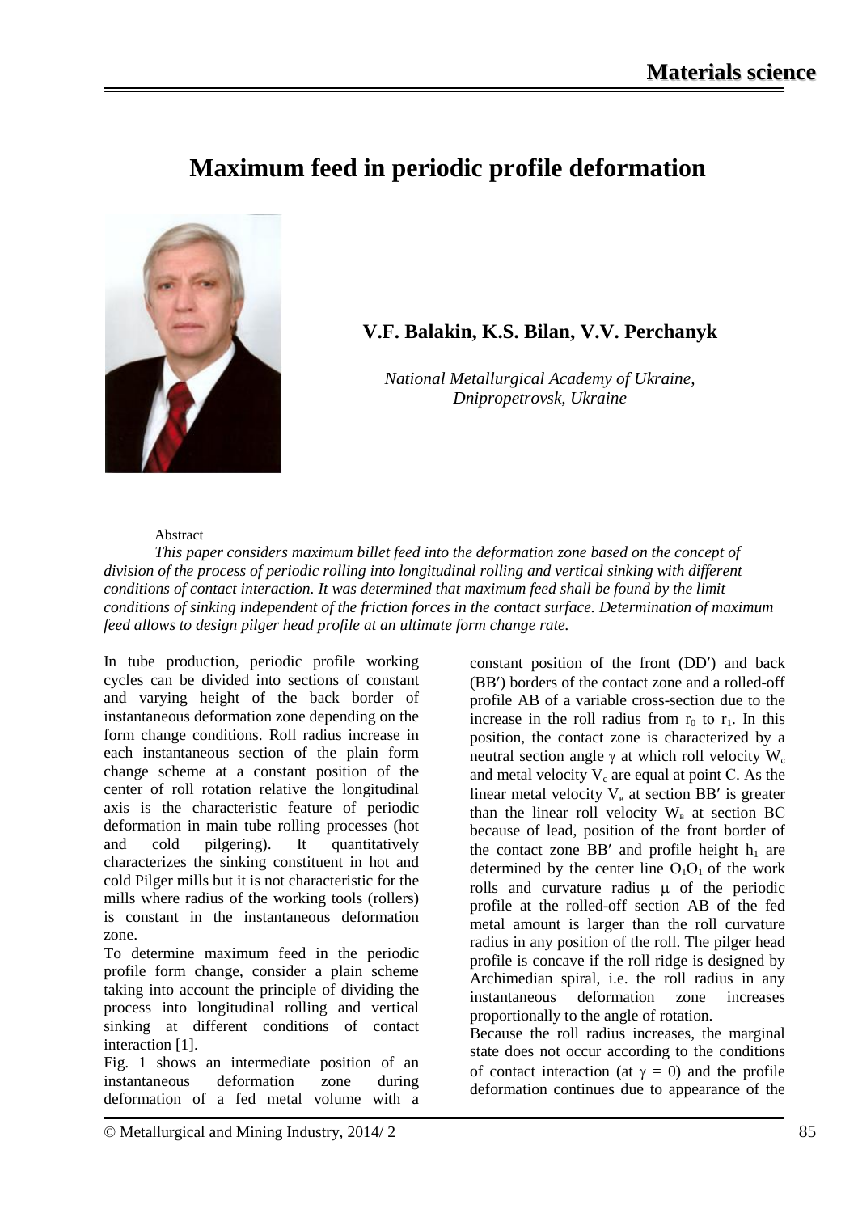# Maximum feed in periodic profile deformation

**V.F. Balakin, K.S. Bilan, V.V. Perchanyk**

*National Metallurgical Academy of Ukraine, Dnipropetrovsk, Ukraine*

Abstract

*This paper considers maximum billet feed into the deformation zone based on the concept of division of the process of periodic rolling into longitudinal rolling and vertical sinking with different conditions of contact interaction. It was determined that maximum feed shall be found by the limit conditions of sinking independent of the friction forces in the contact surface. Determination of maximum feed allows to design pilger head profile at an ultimate form change rate.*

In tube production, periodic profile working cycles can be divided into sections of constant and varying height of the back border of instantaneous deformation zone depending on the form change conditions. Roll radius increase in each instantaneous section of the plain form change scheme at a constant position of the center of roll rotation relative the longitudinal axis is the characteristic feature of periodic deformation in main tube rolling processes (hot and cold pilgering). It quantitatively characterizes the sinking constituent in hot and cold Pilger mills but it is not characteristic for the mills where radius of the working tools (rollers) is constant in the instantaneous deformation zone.

To determine maximum feed in the periodic profile form change, consider a plain scheme taking into account the principle of dividing the process into longitudinal rolling and vertical sinking at different conditions of contact interaction [1].

Fig. 1 shows an intermediate position of an instantaneous deformation zone during deformation of a fed metal volume with a constant position of the front (DD′) and back (BB′) borders of the contact zone and a rolled-off profile AB of a variable cross-section due to the increase in the roll radius from $r_0$ to $r_1$. In this position, the contact zone is characterized by a neutral section angle $\gamma$ at which roll velocity $W_c$ and metal velocity $V_c$ are equal at point C. As the linear metal velocity $V_в$ at section BB′ is greater than the linear roll velocity $W_в$ at section BC because of lead, position of the front border of the contact zone BB′ and profile height $h_1$ are determined by the center line $O_1O_1$ of the work rolls and curvature radius $\mu$ of the periodic profile at the rolled-off section AB of the fed metal amount is larger than the roll curvature radius in any position of the roll. The pilger head profile is concave if the roll ridge is designed by Archimedian spiral, i.e. the roll radius in any instantaneous deformation zone increases proportionally to the angle of rotation.

Because the roll radius increases, the marginal state does not occur according to the conditions of contact interaction (at $\gamma = 0$) and the profile deformation continues due to appearance of the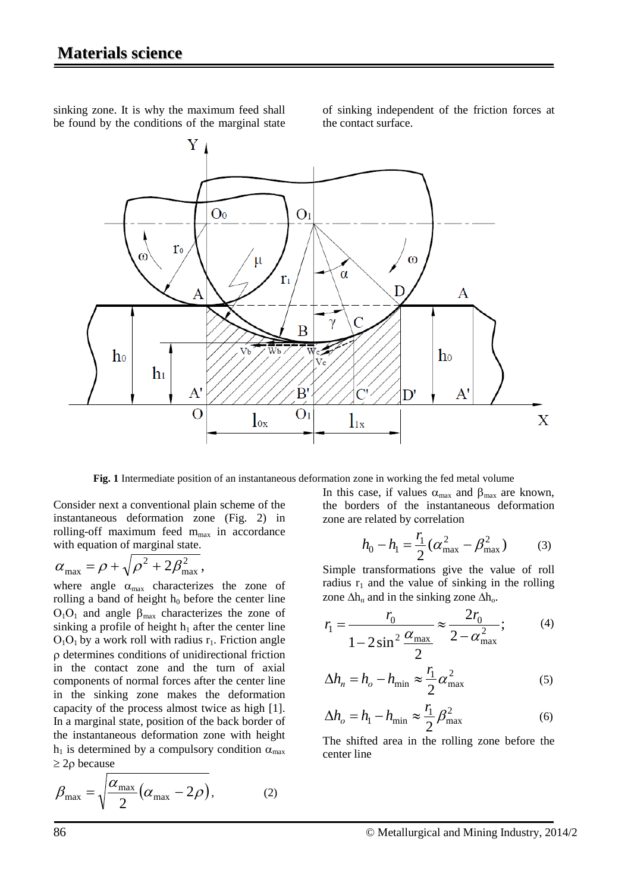sinking zone. It is why the maximum feed shall be found by the conditions of the marginal state of sinking independent of the friction forces at the contact surface.

Y
O0
O1
ω
r0
μ
r1
α
ω
A
D
A
B
γ
C
Vb
Wb
Wc
Vc
h0
h1
h0
A'
B'
C'
D'
A'
O
O1
X
l0x
l1x

**Fig. 1** Intermediate position of an instantaneous deformation zone in working the fed metal volume

Consider next a conventional plain scheme of the instantaneous deformation zone (Fig. 2) in rolling-off maximum feed $m_{max}$ in accordance with equation of marginal state.

$$\alpha_{\max} = \rho + \sqrt{\rho^2 + 2\beta_{\max}^2},$$

where angle $\alpha_{max}$ characterizes the zone of rolling a band of height $h_0$ before the center line $O_1O_1$ and angle $\beta_{max}$ characterizes the zone of sinking a profile of height $h_1$ after the center line $O_1O_1$ by a work roll with radius $r_1$. Friction angle $\rho$ determines conditions of unidirectional friction in the contact zone and the turn of axial components of normal forces after the center line in the sinking zone makes the deformation capacity of the process almost twice as high [1]. In a marginal state, position of the back border of the instantaneous deformation zone with height $h_1$ is determined by a compulsory condition $\alpha_{max} \geq 2\rho$ because

$$\beta_{\max} = \sqrt{\frac{\alpha_{\max}}{2}\left(\alpha_{\max} - 2\rho\right)}, \qquad (2)$$

In this case, if values $\alpha_{max}$ and $\beta_{max}$ are known, the borders of the instantaneous deformation zone are related by correlation

$$h_0 - h_1 = \frac{r_1}{2}(\alpha_{\max}^2 - \beta_{\max}^2) \qquad (3)$$

Simple transformations give the value of roll radius $r_1$ and the value of sinking in the rolling zone $\Delta h_n$ and in the sinking zone $\Delta h_o$.

$$r_1 = \frac{r_0}{1 - 2\sin^2\dfrac{\alpha_{\max}}{2}} \approx \frac{2r_0}{2 - \alpha_{\max}^2}; \qquad (4)$$

$$\Delta h_n = h_o - h_{\min} \approx \frac{r_1}{2}\alpha_{\max}^2 \qquad (5)$$

$$\Delta h_o = h_1 - h_{\min} \approx \frac{r_1}{2}\beta_{\max}^2 \qquad (6)$$

The shifted area in the rolling zone before the center line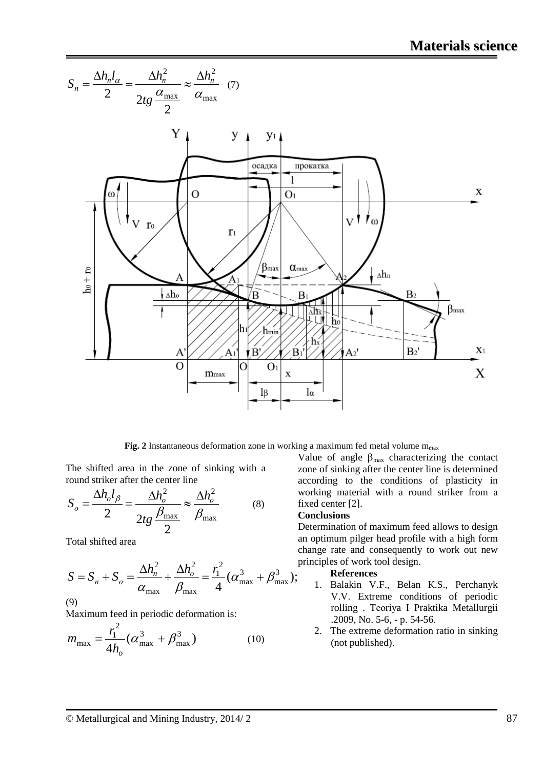$$S_n = \frac{\Delta h_n l_\alpha}{2} = \frac{\Delta h_n^2}{2tg\frac{\alpha_{\max}}{2}} \approx \frac{\Delta h_n^2}{\alpha_{\max}} \quad (7)$$

Y

y

$y_1$

осадка

прокатка

l

x

ω

O

$O_1$

V

ω

V

$r_0$

$r_1$

$h_0 + r_0$

$\beta_{max}$

$\alpha_{max}$

A

$A_1$

$A_2$

$\Delta h_п$

$\Delta h_o$

B

$B_1$

$B_2$

$\Delta h_x$

$h_0$

$\beta_{max}$

$h_1$

$h_{min}$

$h_x$

A'

$A_1$'

B'

$B_1$'

$A_2$'

$B_2$'

$x_1$

O

O

$O_1$

X

$m_{max}$

x

$l_\beta$

$l_\alpha$

**Fig. 2** Instantaneous deformation zone in working a maximum fed metal volume $m_{max}$

The shifted area in the zone of sinking with a round striker after the center line

$$S_o = \frac{\Delta h_o l_\beta}{2} = \frac{\Delta h_o^2}{2tg\frac{\beta_{\max}}{2}} \approx \frac{\Delta h_o^2}{\beta_{\max}} \quad (8)$$

Total shifted area

$$S = S_n + S_o = \frac{\Delta h_n^2}{\alpha_{\max}} + \frac{\Delta h_o^2}{\beta_{\max}} = \frac{r_1^2}{4}(\alpha_{\max}^3 + \beta_{\max}^3); \quad (9)$$

Maximum feed in periodic deformation is:

$$m_{\max} = \frac{r_1^2}{4h_o}(\alpha_{\max}^3 + \beta_{\max}^3) \quad (10)$$

Value of angle $\beta_{max}$ characterizing the contact zone of sinking after the center line is determined according to the conditions of plasticity in working material with a round striker from a fixed center [2].

## Conclusions

Determination of maximum feed allows to design an optimum pilger head profile with a high form change rate and consequently to work out new principles of work tool design.

## References

1. Balakin V.F., Belan K.S., Perchanyk V.V. Extreme conditions of periodic rolling . Teoriya I Praktika Metallurgii .2009, No. 5-6, - p. 54-56.
2. The extreme deformation ratio in sinking (not published).